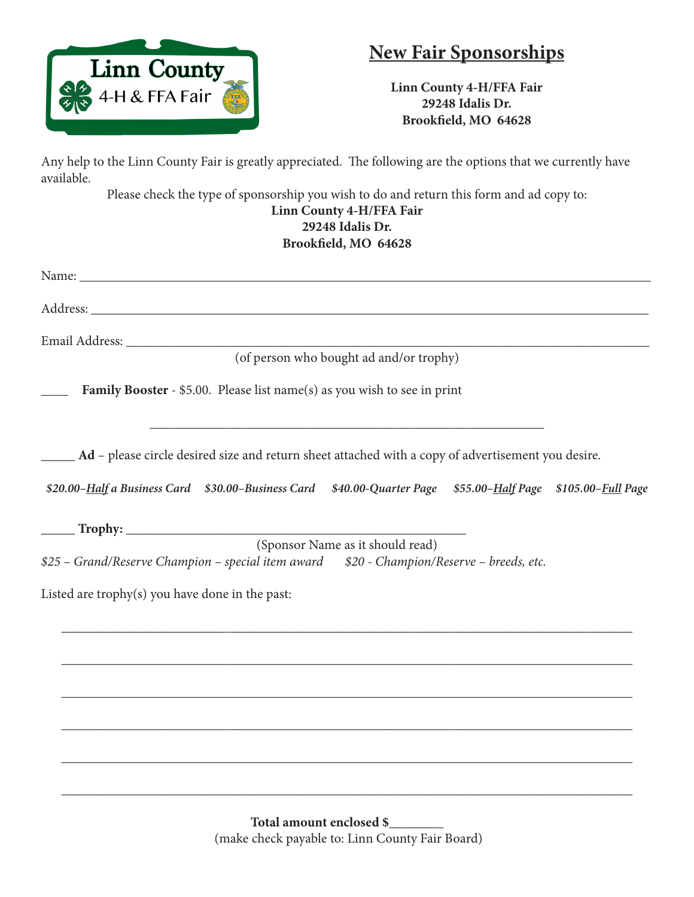Linn County 4-H & FFA Fair

# New Fair Sponsorships

**Linn County 4-H/FFA Fair**
**29248 Idalis Dr.**
**Brookfield, MO 64628**

Any help to the Linn County Fair is greatly appreciated. The following are the options that we currently have available.

Please check the type of sponsorship you wish to do and return this form and ad copy to:

**Linn County 4-H/FFA Fair**
**29248 Idalis Dr.**
**Brookfield, MO 64628**

Name: ___________________________________________________________________________

Address: _________________________________________________________________________

Email Address: ____________________________________________________________________
(of person who bought ad and/or trophy)

____ **Family Booster** - $5.00. Please list name(s) as you wish to see in print

___________________________________________________________

_____ **Ad** – please circle desired size and return sheet attached with a copy of advertisement you desire.

*$20.00–Half a Business Card* *$30.00–Business Card* *$40.00-Quarter Page* *$55.00–Half Page* *$105.00–Full Page*

_____ **Trophy:** ________________________________________________
(Sponsor Name as it should read)

*$25 – Grand/Reserve Champion – special item award* *$20 - Champion/Reserve – breeds, etc.*

Listed are trophy(s) you have done in the past:

_____________________________________________________________________________

_____________________________________________________________________________

_____________________________________________________________________________

_____________________________________________________________________________

_____________________________________________________________________________

_____________________________________________________________________________

**Total amount enclosed $________**
(make check payable to: Linn County Fair Board)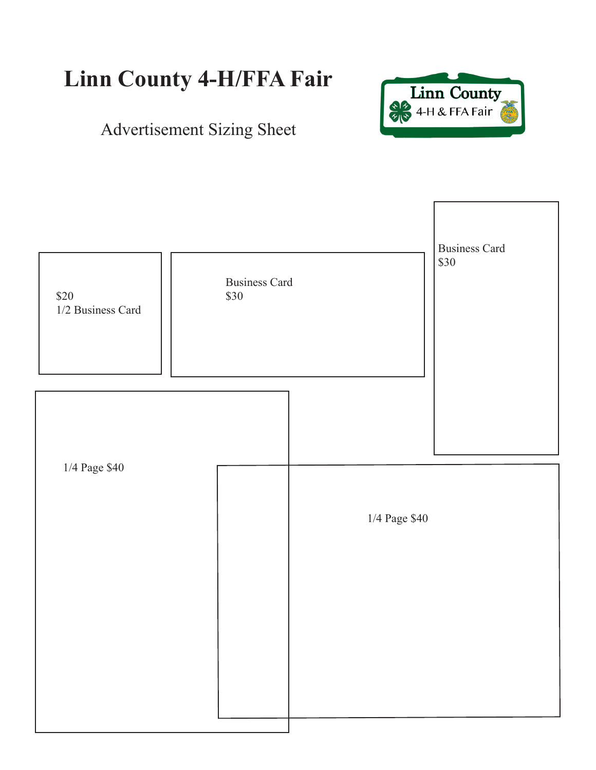# Linn County 4-H/FFA Fair

Advertisement Sizing Sheet

$20
1/2 Business Card

Business Card
$30

Business Card
$30

1/4 Page $40

1/4 Page $40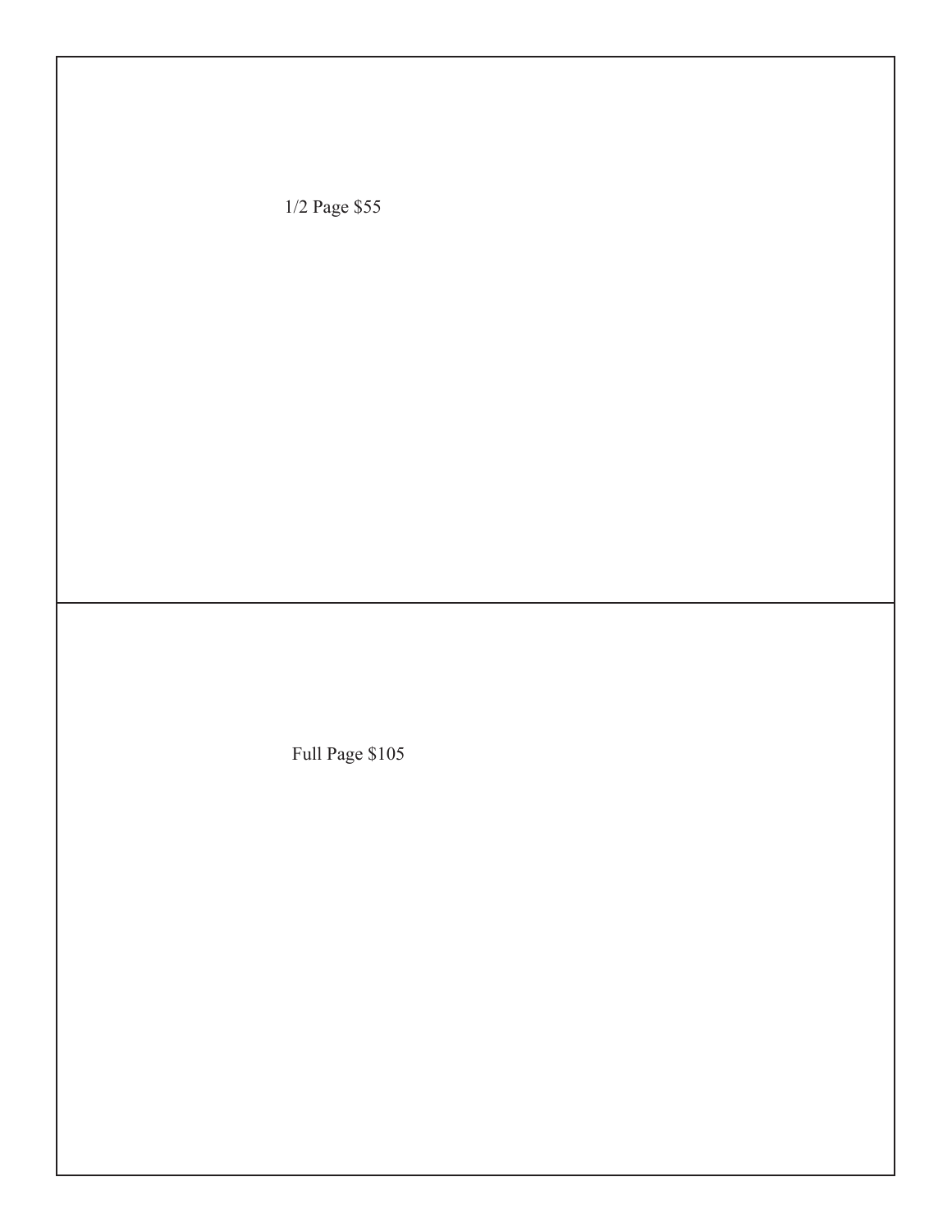1/2 Page $55

Full Page $105